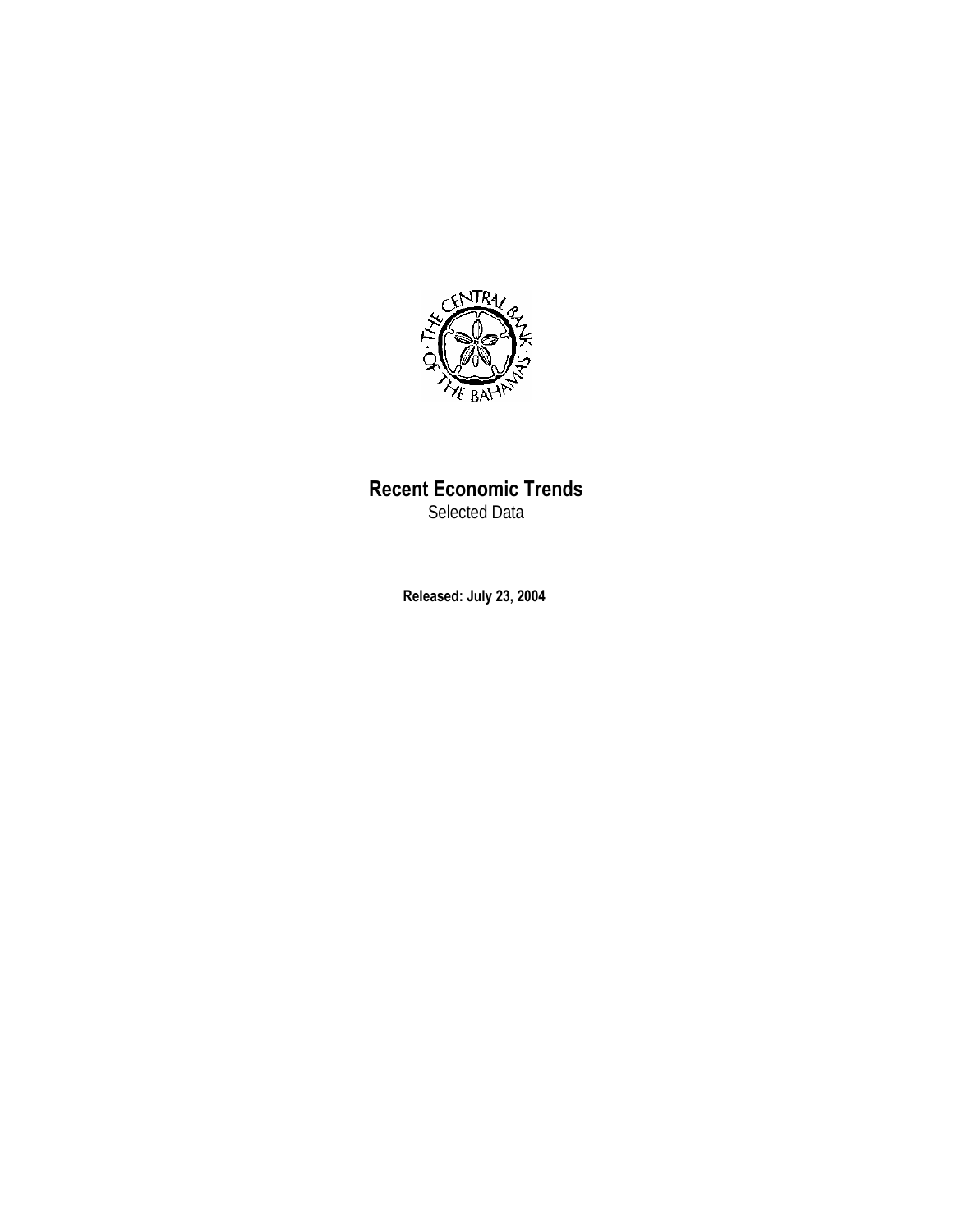# Recent Economic Trends

Selected Data

**Released: July 23, 2004**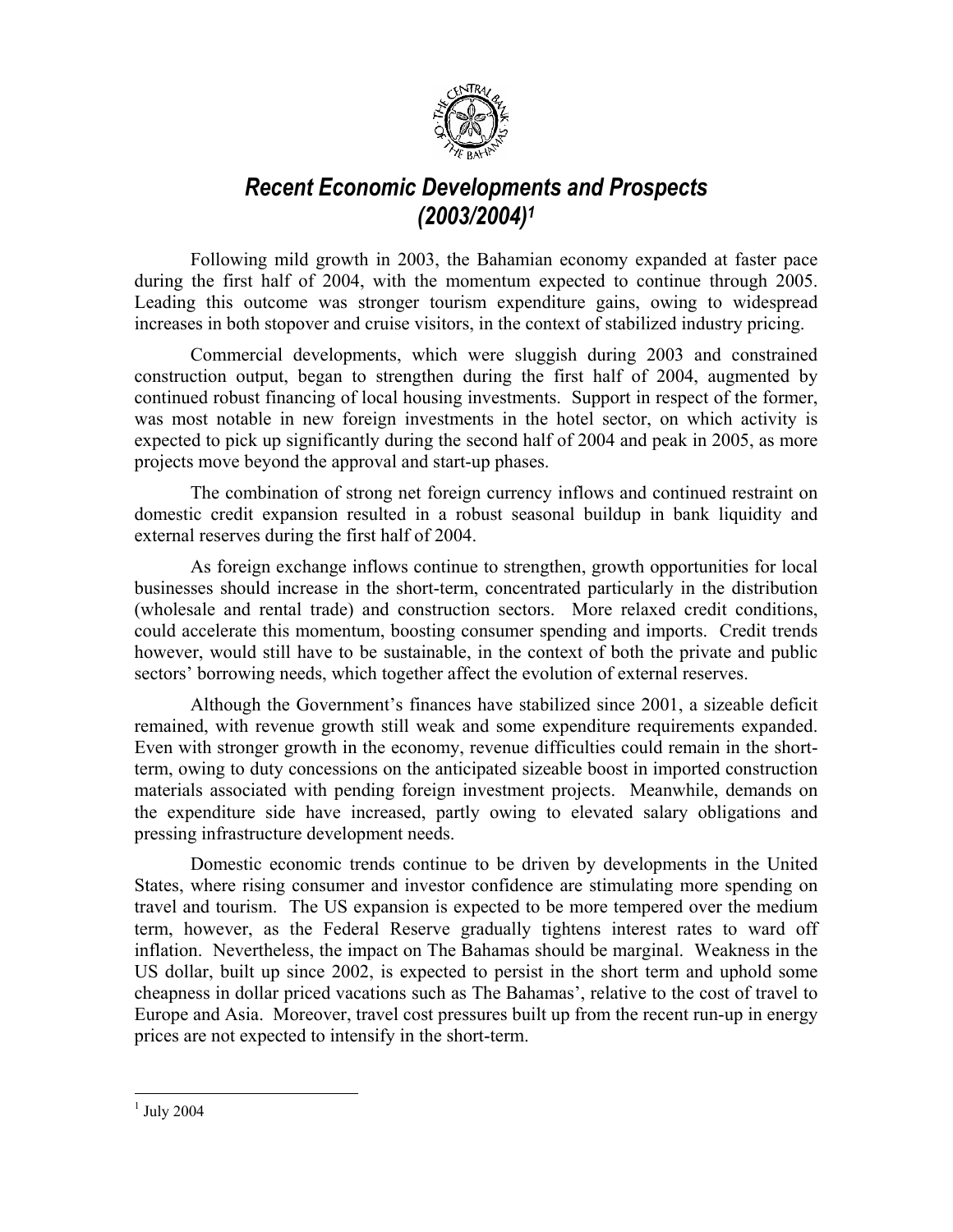# *Recent Economic Developments and Prospects (2003/2004)*[1]

Following mild growth in 2003, the Bahamian economy expanded at faster pace during the first half of 2004, with the momentum expected to continue through 2005. Leading this outcome was stronger tourism expenditure gains, owing to widespread increases in both stopover and cruise visitors, in the context of stabilized industry pricing.

Commercial developments, which were sluggish during 2003 and constrained construction output, began to strengthen during the first half of 2004, augmented by continued robust financing of local housing investments. Support in respect of the former, was most notable in new foreign investments in the hotel sector, on which activity is expected to pick up significantly during the second half of 2004 and peak in 2005, as more projects move beyond the approval and start-up phases.

The combination of strong net foreign currency inflows and continued restraint on domestic credit expansion resulted in a robust seasonal buildup in bank liquidity and external reserves during the first half of 2004.

As foreign exchange inflows continue to strengthen, growth opportunities for local businesses should increase in the short-term, concentrated particularly in the distribution (wholesale and rental trade) and construction sectors. More relaxed credit conditions, could accelerate this momentum, boosting consumer spending and imports. Credit trends however, would still have to be sustainable, in the context of both the private and public sectors' borrowing needs, which together affect the evolution of external reserves.

Although the Government's finances have stabilized since 2001, a sizeable deficit remained, with revenue growth still weak and some expenditure requirements expanded. Even with stronger growth in the economy, revenue difficulties could remain in the short-term, owing to duty concessions on the anticipated sizeable boost in imported construction materials associated with pending foreign investment projects. Meanwhile, demands on the expenditure side have increased, partly owing to elevated salary obligations and pressing infrastructure development needs.

Domestic economic trends continue to be driven by developments in the United States, where rising consumer and investor confidence are stimulating more spending on travel and tourism. The US expansion is expected to be more tempered over the medium term, however, as the Federal Reserve gradually tightens interest rates to ward off inflation. Nevertheless, the impact on The Bahamas should be marginal. Weakness in the US dollar, built up since 2002, is expected to persist in the short term and uphold some cheapness in dollar priced vacations such as The Bahamas', relative to the cost of travel to Europe and Asia. Moreover, travel cost pressures built up from the recent run-up in energy prices are not expected to intensify in the short-term.

---

[1] July 2004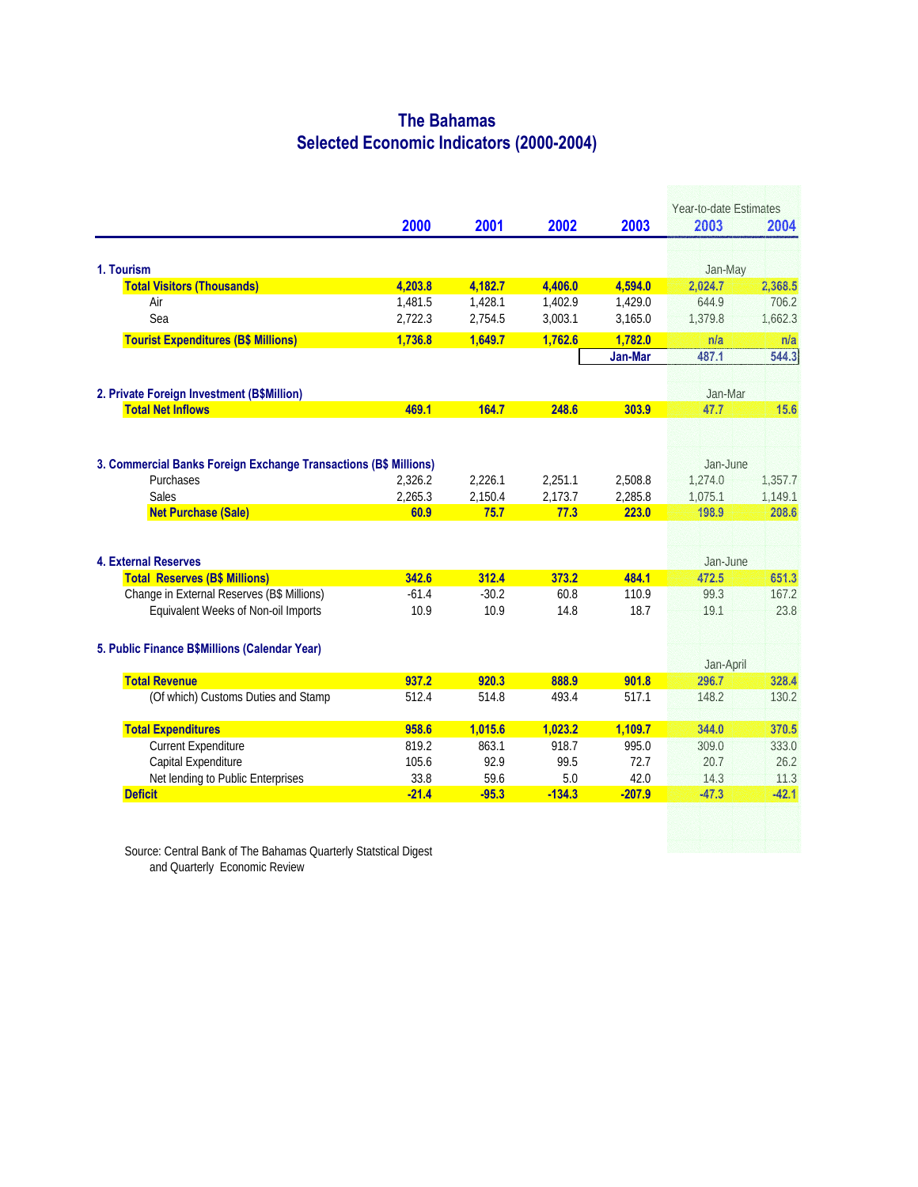# The Bahamas
## Selected Economic Indicators (2000-2004)

| | 2000 | 2001 | 2002 | 2003 | Year-to-date Estimates 2003 | 2004 |
|---|---|---|---|---|---|---|
| **1. Tourism** | | | | | Jan-May | |
| **Total Visitors (Thousands)** | **4,203.8** | **4,182.7** | **4,406.0** | **4,594.0** | **2,024.7** | **2,368.5** |
| Air | 1,481.5 | 1,428.1 | 1,402.9 | 1,429.0 | 644.9 | 706.2 |
| Sea | 2,722.3 | 2,754.5 | 3,003.1 | 3,165.0 | 1,379.8 | 1,662.3 |
| **Tourist Expenditures (B$ Millions)** | **1,736.8** | **1,649.7** | **1,762.6** | **1,782.0** | **n/a** | **n/a** |
| | | | | **Jan-Mar** | **487.1** | **544.3** |
| **2. Private Foreign Investment (B$Million)** | | | | | Jan-Mar | |
| **Total Net Inflows** | **469.1** | **164.7** | **248.6** | **303.9** | **47.7** | **15.6** |
| **3. Commercial Banks Foreign Exchange Transactions (B$ Millions)** | | | | | Jan-June | |
| Purchases | 2,326.2 | 2,226.1 | 2,251.1 | 2,508.8 | 1,274.0 | 1,357.7 |
| Sales | 2,265.3 | 2,150.4 | 2,173.7 | 2,285.8 | 1,075.1 | 1,149.1 |
| **Net Purchase (Sale)** | **60.9** | **75.7** | **77.3** | **223.0** | **198.9** | **208.6** |
| **4. External Reserves** | | | | | Jan-June | |
| **Total Reserves (B$ Millions)** | **342.6** | **312.4** | **373.2** | **484.1** | **472.5** | **651.3** |
| Change in External Reserves (B$ Millions) | -61.4 | -30.2 | 60.8 | 110.9 | 99.3 | 167.2 |
| Equivalent Weeks of Non-oil Imports | 10.9 | 10.9 | 14.8 | 18.7 | 19.1 | 23.8 |
| **5. Public Finance B$Millions (Calendar Year)** | | | | | Jan-April | |
| **Total Revenue** | **937.2** | **920.3** | **888.9** | **901.8** | **296.7** | **328.4** |
| (Of which) Customs Duties and Stamp | 512.4 | 514.8 | 493.4 | 517.1 | 148.2 | 130.2 |
| **Total Expenditures** | **958.6** | **1,015.6** | **1,023.2** | **1,109.7** | **344.0** | **370.5** |
| Current Expenditure | 819.2 | 863.1 | 918.7 | 995.0 | 309.0 | 333.0 |
| Capital Expenditure | 105.6 | 92.9 | 99.5 | 72.7 | 20.7 | 26.2 |
| Net lending to Public Enterprises | 33.8 | 59.6 | 5.0 | 42.0 | 14.3 | 11.3 |
| **Deficit** | **-21.4** | **-95.3** | **-134.3** | **-207.9** | **-47.3** | **-42.1** |

Source: Central Bank of The Bahamas Quarterly Statstical Digest and Quarterly Economic Review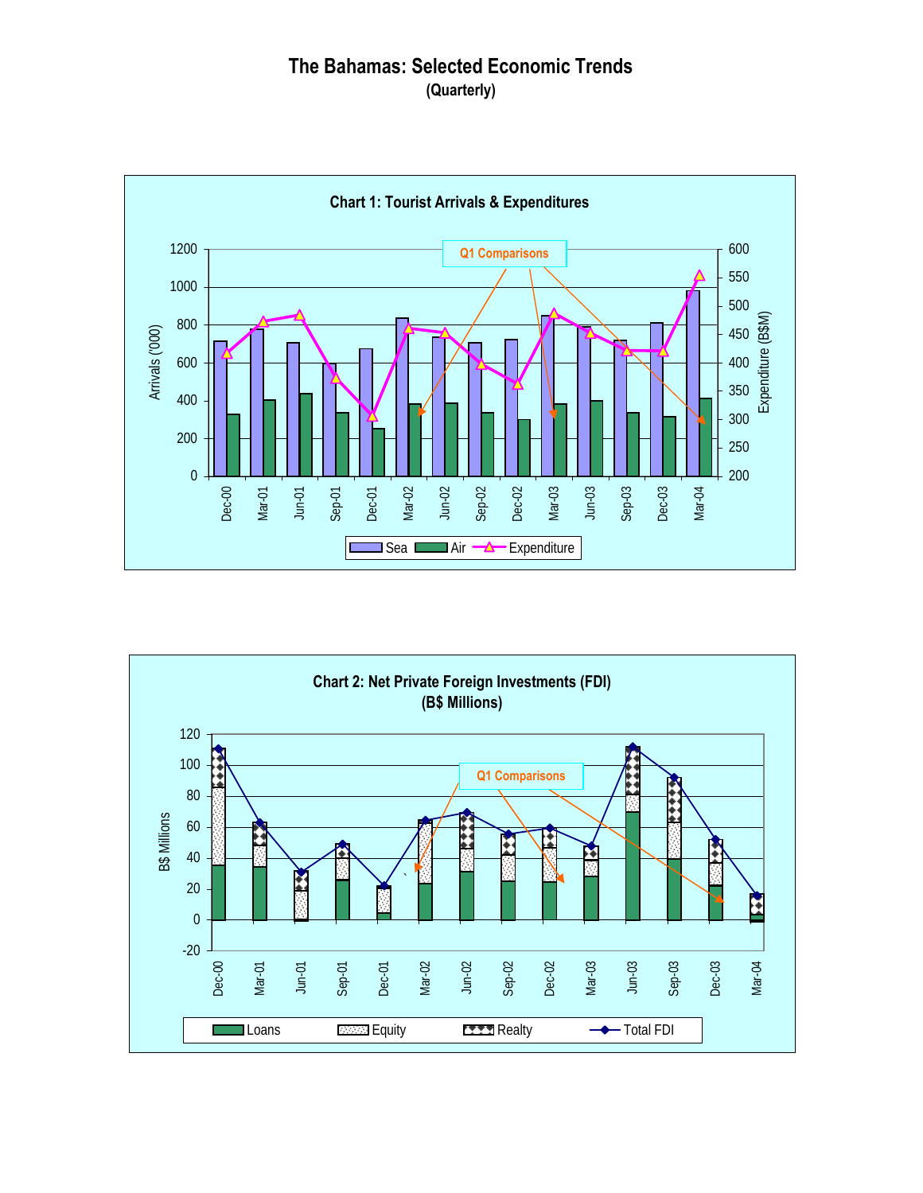# The Bahamas: Selected Economic Trends

**(Quarterly)**

**Chart 1: Tourist Arrivals & Expenditures**

Q1 Comparisons

Arrivals ('000) | Expenditure (B$M)

Dec-00, Mar-01, Jun-01, Sep-01, Dec-01, Mar-02, Jun-02, Sep-02, Dec-02, Mar-03, Jun-03, Sep-03, Dec-03, Mar-04

Sea | Air | Expenditure

**Chart 2: Net Private Foreign Investments (FDI)**
**(B$ Millions)**

Q1 Comparisons

B$ Millions

Dec-00, Mar-01, Jun-01, Sep-01, Dec-01, Mar-02, Jun-02, Sep-02, Dec-02, Mar-03, Jun-03, Sep-03, Dec-03, Mar-04

Loans | Equity | Realty | Total FDI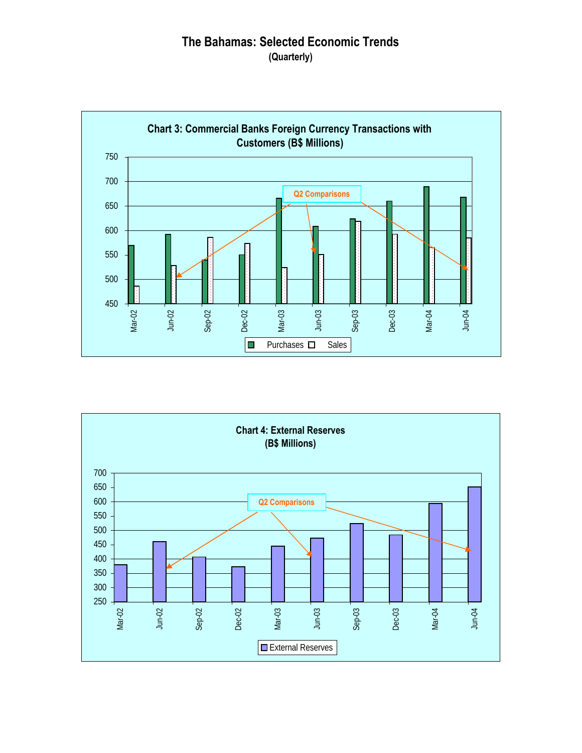# The Bahamas: Selected Economic Trends

**(Quarterly)**

**Chart 3: Commercial Banks Foreign Currency Transactions with Customers (B$ Millions)**

Q2 Comparisons

Purchases | Sales

**Chart 4: External Reserves (B$ Millions)**

Q2 Comparisons

External Reserves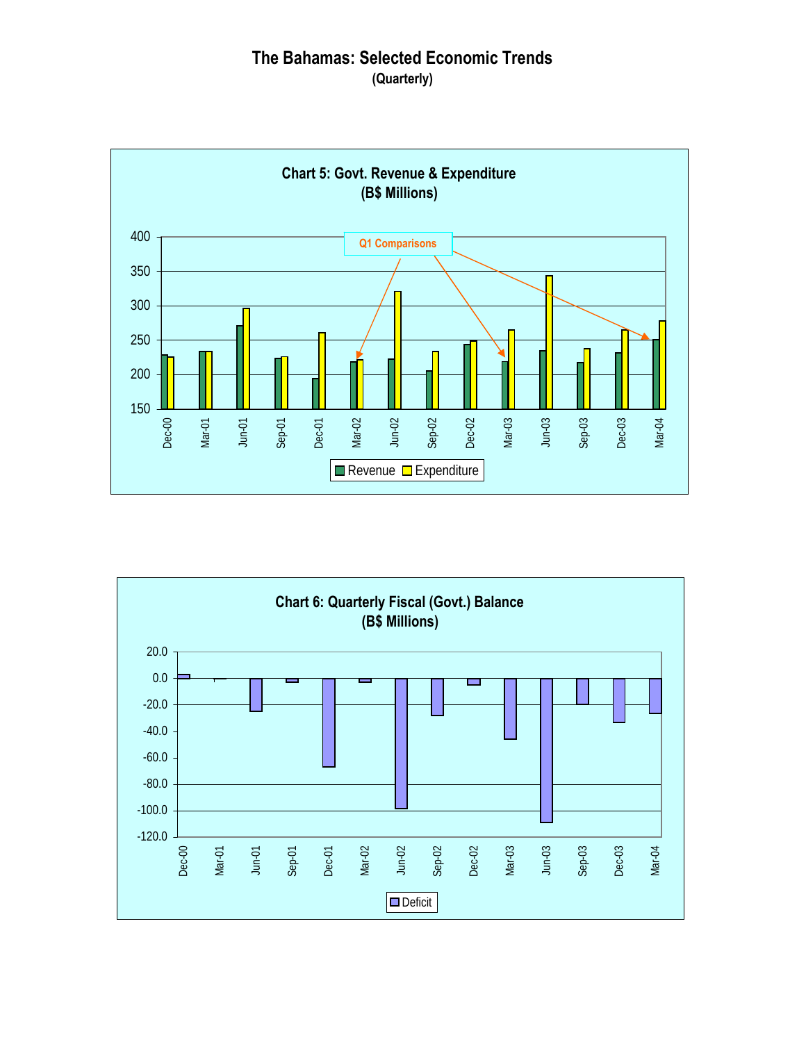# The Bahamas: Selected Economic Trends

**(Quarterly)**

**Chart 5: Govt. Revenue & Expenditure**
**(B$ Millions)**

Q1 Comparisons

400
350
300
250
200
150

Dec-00 Mar-01 Jun-01 Sep-01 Dec-01 Mar-02 Jun-02 Sep-02 Dec-02 Mar-03 Jun-03 Sep-03 Dec-03 Mar-04

Revenue  Expenditure

**Chart 6: Quarterly Fiscal (Govt.) Balance**
**(B$ Millions)**

20.0
0.0
-20.0
-40.0
-60.0
-80.0
-100.0
-120.0

Dec-00 Mar-01 Jun-01 Sep-01 Dec-01 Mar-02 Jun-02 Sep-02 Dec-02 Mar-03 Jun-03 Sep-03 Dec-03 Mar-04

Deficit